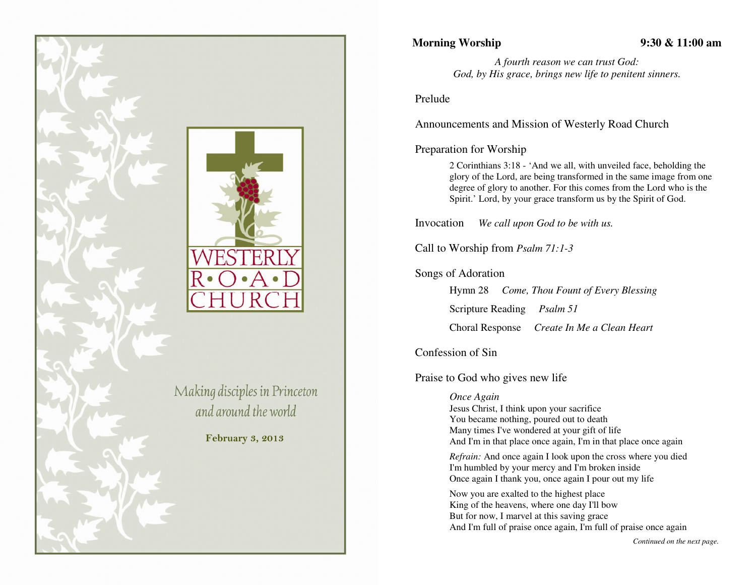# WESTERLY ROAD CHURCH

*Making disciples in Princeton and around the world*

**February 3, 2013**

**Morning Worship** **9:30 & 11:00 am**

*A fourth reason we can trust God:*
*God, by His grace, brings new life to penitent sinners.*

Prelude

Announcements and Mission of Westerly Road Church

Preparation for Worship

> 2 Corinthians 3:18 - 'And we all, with unveiled face, beholding the glory of the Lord, are being transformed in the same image from one degree of glory to another. For this comes from the Lord who is the Spirit.' Lord, by your grace transform us by the Spirit of God.

Invocation *We call upon God to be with us.*

Call to Worship from *Psalm 71:1-3*

Songs of Adoration

> Hymn 28 *Come, Thou Fount of Every Blessing*
>
> Scripture Reading *Psalm 51*
>
> Choral Response *Create In Me a Clean Heart*

Confession of Sin

Praise to God who gives new life

> *Once Again*
> Jesus Christ, I think upon your sacrifice
> You became nothing, poured out to death
> Many times I've wondered at your gift of life
> And I'm in that place once again, I'm in that place once again
>
> *Refrain:* And once again I look upon the cross where you died
> I'm humbled by your mercy and I'm broken inside
> Once again I thank you, once again I pour out my life
>
> Now you are exalted to the highest place
> King of the heavens, where one day I'll bow
> But for now, I marvel at this saving grace
> And I'm full of praise once again, I'm full of praise once again

*Continued on the next page.*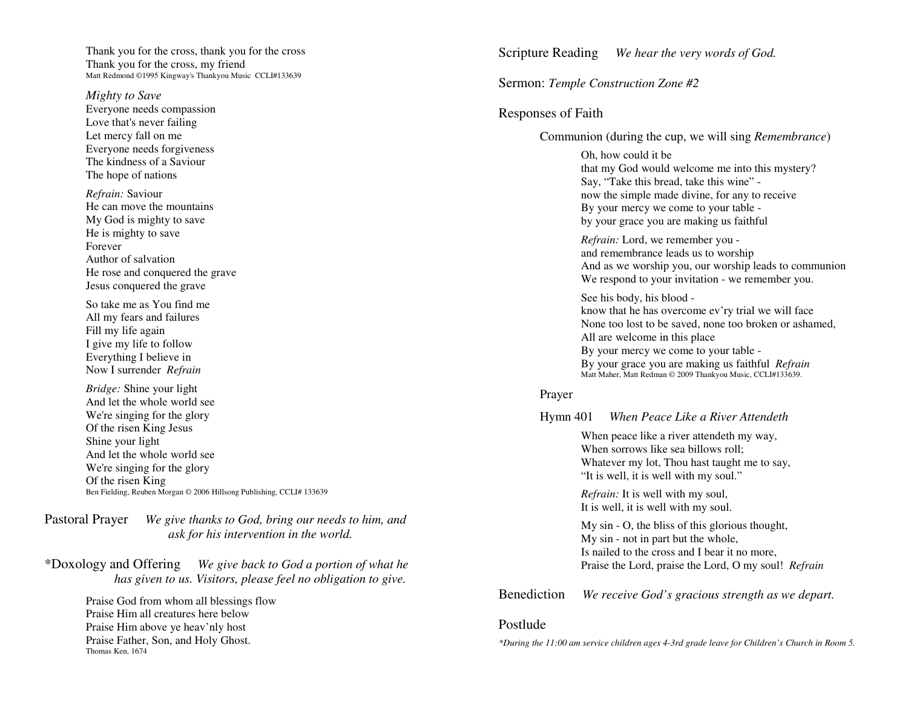Thank you for the cross, thank you for the cross
Thank you for the cross, my friend
Matt Redmond ©1995 Kingway's Thankyou Music CCLI#133639

*Mighty to Save*
Everyone needs compassion
Love that's never failing
Let mercy fall on me
Everyone needs forgiveness
The kindness of a Saviour
The hope of nations

*Refrain:* Saviour
He can move the mountains
My God is mighty to save
He is mighty to save
Forever
Author of salvation
He rose and conquered the grave
Jesus conquered the grave

So take me as You find me
All my fears and failures
Fill my life again
I give my life to follow
Everything I believe in
Now I surrender *Refrain*

*Bridge:* Shine your light
And let the whole world see
We're singing for the glory
Of the risen King Jesus
Shine your light
And let the whole world see
We're singing for the glory
Of the risen King
Ben Fielding, Reuben Morgan © 2006 Hillsong Publishing, CCLI# 133639

Pastoral Prayer *We give thanks to God, bring our needs to him, and ask for his intervention in the world.*

*Doxology and Offering *We give back to God a portion of what he has given to us. Visitors, please feel no obligation to give.*

Praise God from whom all blessings flow
Praise Him all creatures here below
Praise Him above ye heav'nly host
Praise Father, Son, and Holy Ghost.
Thomas Ken, 1674

Scripture Reading *We hear the very words of God.*

Sermon: *Temple Construction Zone #2*

Responses of Faith

Communion (during the cup, we will sing *Remembrance*)

Oh, how could it be
that my God would welcome me into this mystery?
Say, "Take this bread, take this wine" -
now the simple made divine, for any to receive
By your mercy we come to your table -
by your grace you are making us faithful

*Refrain:* Lord, we remember you -
and remembrance leads us to worship
And as we worship you, our worship leads to communion
We respond to your invitation - we remember you.

See his body, his blood -
know that he has overcome ev'ry trial we will face
None too lost to be saved, none too broken or ashamed,
All are welcome in this place
By your mercy we come to your table -
By your grace you are making us faithful *Refrain*
Matt Maher, Matt Redman © 2009 Thankyou Music, CCLI#133639.

Prayer

Hymn 401 *When Peace Like a River Attendeth*

When peace like a river attendeth my way,
When sorrows like sea billows roll;
Whatever my lot, Thou hast taught me to say,
"It is well, it is well with my soul."

*Refrain:* It is well with my soul,
It is well, it is well with my soul.

My sin - O, the bliss of this glorious thought,
My sin - not in part but the whole,
Is nailed to the cross and I bear it no more,
Praise the Lord, praise the Lord, O my soul! *Refrain*

Benediction *We receive God's gracious strength as we depart.*

Postlude

*\*During the 11:00 am service children ages 4-3rd grade leave for Children's Church in Room 5.*